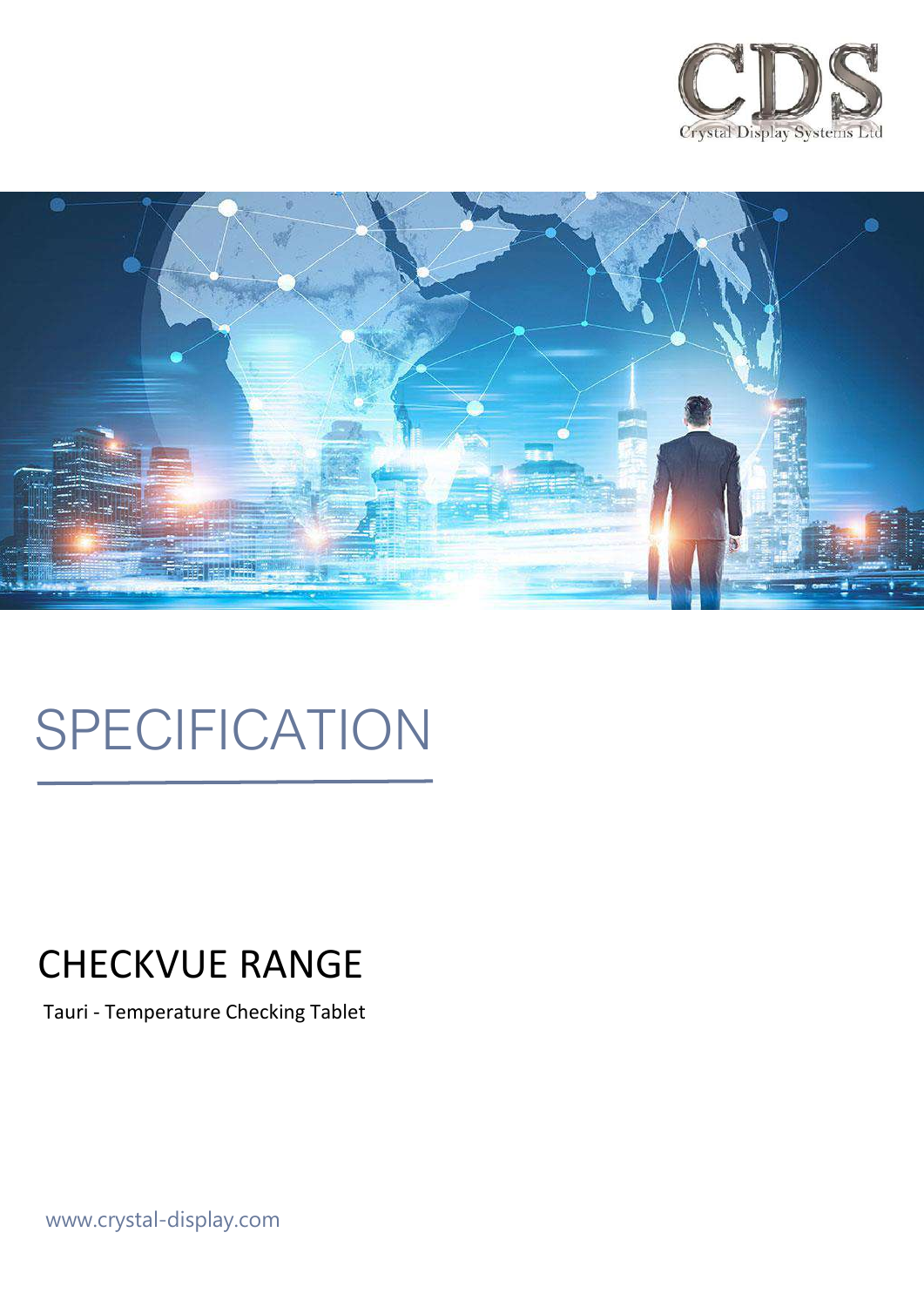CDS
Crystal Display Systems Ltd

# SPECIFICATION

## CHECKVUE RANGE

Tauri - Temperature Checking Tablet

www.crystal-display.com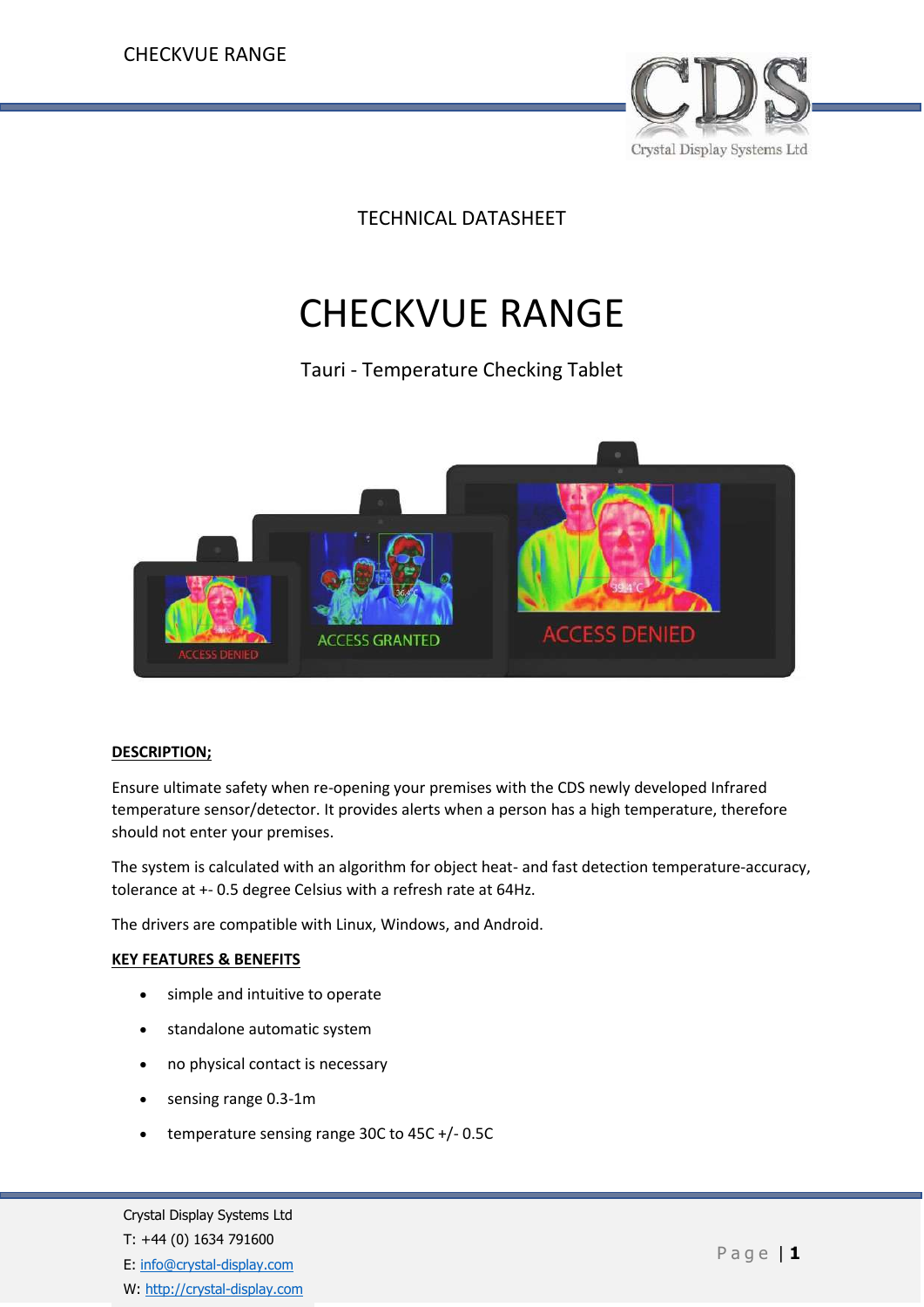TECHNICAL DATASHEET

# CHECKVUE RANGE

Tauri - Temperature Checking Tablet

**DESCRIPTION;**

Ensure ultimate safety when re-opening your premises with the CDS newly developed Infrared temperature sensor/detector. It provides alerts when a person has a high temperature, therefore should not enter your premises.

The system is calculated with an algorithm for object heat- and fast detection temperature-accuracy, tolerance at +- 0.5 degree Celsius with a refresh rate at 64Hz.

The drivers are compatible with Linux, Windows, and Android.

**KEY FEATURES & BENEFITS**

- simple and intuitive to operate
- standalone automatic system
- no physical contact is necessary
- sensing range 0.3-1m
- temperature sensing range 30C to 45C +/- 0.5C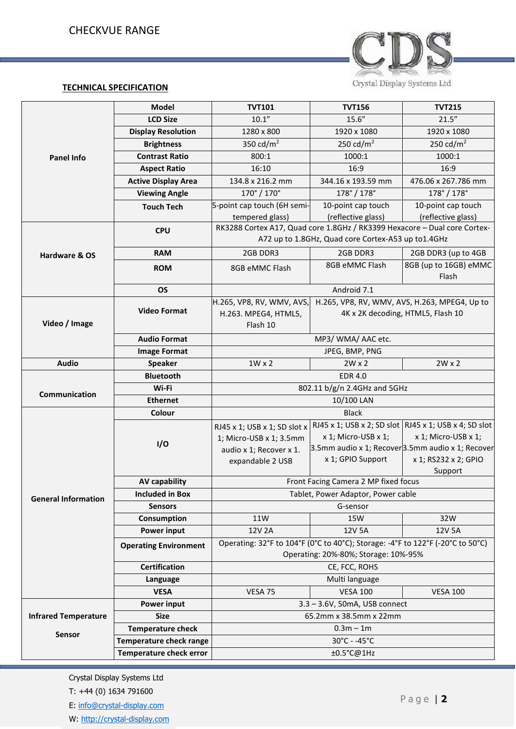## TECHNICAL SPECIFICATION

| | Model | TVT101 | TVT156 | TVT215 |
|---|---|---|---|---|
| Panel Info | LCD Size | 10.1” | 15.6” | 21.5” |
| | Display Resolution | 1280 x 800 | 1920 x 1080 | 1920 x 1080 |
| | Brightness | 350 cd/m$^2$ | 250 cd/m$^2$ | 250 cd/m$^2$ |
| | Contrast Ratio | 800:1 | 1000:1 | 1000:1 |
| | Aspect Ratio | 16:10 | 16:9 | 16:9 |
| | Active Display Area | 134.8 x 216.2 mm | 344.16 x 193.59 mm | 476.06 x 267.786 mm |
| | Viewing Angle | 170° / 170° | 178° / 178° | 178° / 178° |
| | Touch Tech | 5-point cap touch (6H semi-tempered glass) | 10-point cap touch (reflective glass) | 10-point cap touch (reflective glass) |
| Hardware & OS | CPU | RK3288 Cortex A17, Quad core 1.8GHz / RK3399 Hexacore – Dual core Cortex-A72 up to 1.8GHz, Quad core Cortex-A53 up to1.4GHz | | |
| | RAM | 2GB DDR3 | 2GB DDR3 | 2GB DDR3 (up to 4GB |
| | ROM | 8GB eMMC Flash | 8GB eMMC Flash | 8GB (up to 16GB) eMMC Flash |
| | OS | Android 7.1 | | |
| Video / Image | Video Format | H.265, VP8, RV, WMV, AVS, H.263. MPEG4, HTML5, Flash 10 | H.265, VP8, RV, WMV, AVS, H.263, MPEG4, Up to 4K x 2K decoding, HTML5, Flash 10 | |
| | Audio Format | MP3/ WMA/ AAC etc. | | |
| | Image Format | JPEG, BMP, PNG | | |
| Audio | Speaker | 1W x 2 | 2W x 2 | 2W x 2 |
| Communication | Bluetooth | EDR 4.0 | | |
| | Wi-Fi | 802.11 b/g/n 2.4GHz and 5GHz | | |
| | Ethernet | 10/100 LAN | | |
| General Information | Colour | Black | | |
| | I/O | RJ45 x 1; USB x 1; SD slot x 1; Micro-USB x 1; 3.5mm audio x 1; Recover x 1. expandable 2 USB | RJ45 x 1; USB x 2; SD slot x 1; Micro-USB x 1; 3.5mm audio x 1; Recover x 1; GPIO Support | RJ45 x 1; USB x 4; SD slot x 1; Micro-USB x 1; 3.5mm audio x 1; Recover x 1; RS232 x 2; GPIO Support |
| | AV capability | Front Facing Camera 2 MP fixed focus | | |
| | Included in Box | Tablet, Power Adaptor, Power cable | | |
| | Sensors | G-sensor | | |
| | Consumption | 11W | 15W | 32W |
| | Power input | 12V 2A | 12V 5A | 12V 5A |
| | Operating Environment | Operating: 32°F to 104°F (0°C to 40°C); Storage: -4°F to 122°F (-20°C to 50°C) Operating: 20%-80%; Storage: 10%-95% | | |
| | Certification | CE, FCC, ROHS | | |
| | Language | Multi language | | |
| | VESA | VESA 75 | VESA 100 | VESA 100 |
| Infrared Temperature Sensor | Power input | 3.3 – 3.6V, 50mA, USB connect | | |
| | Size | 65.2mm x 38.5mm x 22mm | | |
| | Temperature check | 0.3m – 1m | | |
| | Temperature check range | 30°C - -45°C | | |
| | Temperature check error | ±0.5°C@1Hz | | |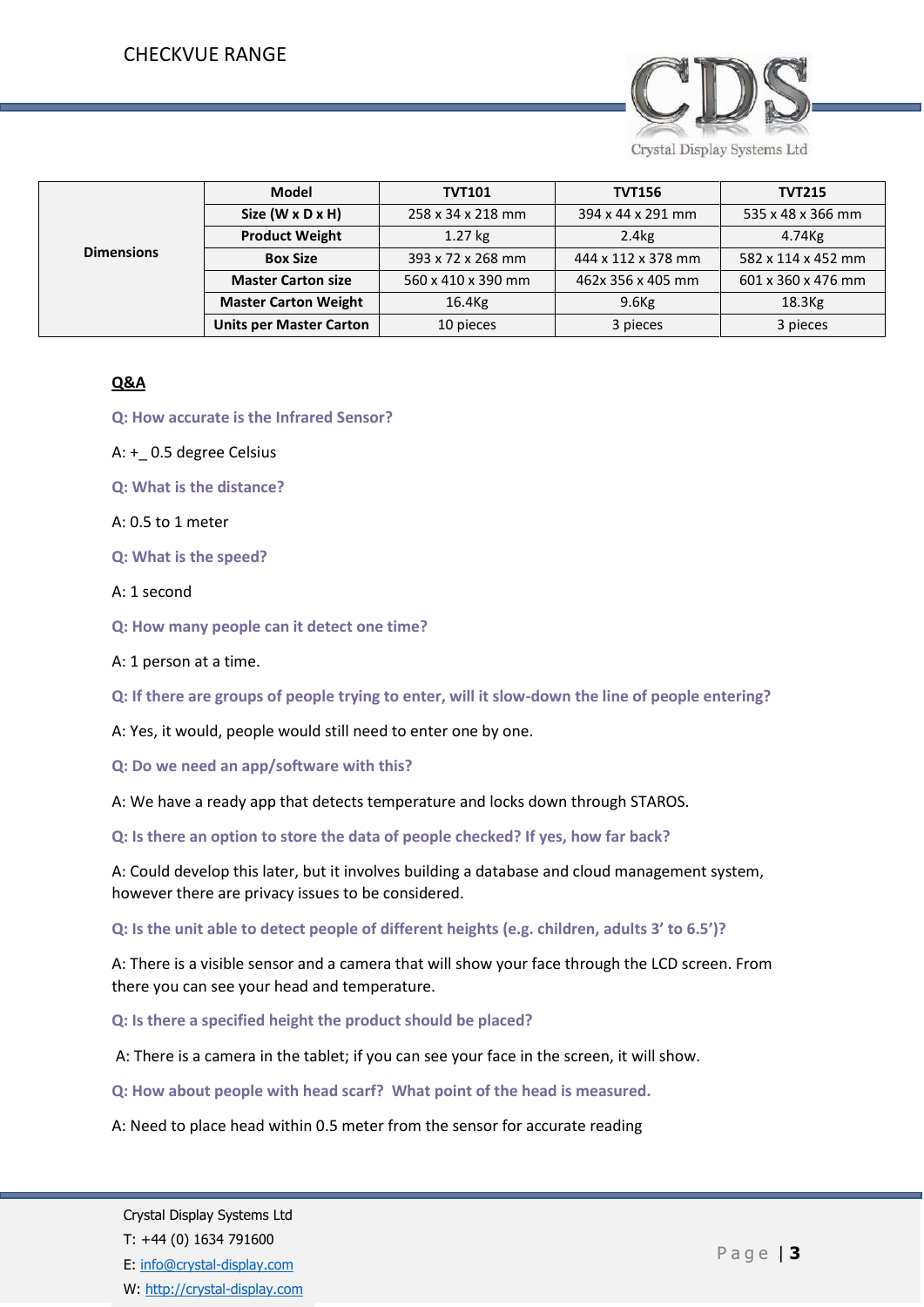| Dimensions | Model | TVT101 | TVT156 | TVT215 |
|---|---|---|---|---|
| | Size (W x D x H) | 258 x 34 x 218 mm | 394 x 44 x 291 mm | 535 x 48 x 366 mm |
| | Product Weight | 1.27 kg | 2.4kg | 4.74Kg |
| | Box Size | 393 x 72 x 268 mm | 444 x 112 x 378 mm | 582 x 114 x 452 mm |
| | Master Carton size | 560 x 410 x 390 mm | 462x 356 x 405 mm | 601 x 360 x 476 mm |
| | Master Carton Weight | 16.4Kg | 9.6Kg | 18.3Kg |
| | Units per Master Carton | 10 pieces | 3 pieces | 3 pieces |

## Q&A

**Q: How accurate is the Infrared Sensor?**

A: +_ 0.5 degree Celsius

**Q: What is the distance?**

A: 0.5 to 1 meter

**Q: What is the speed?**

A: 1 second

**Q: How many people can it detect one time?**

A: 1 person at a time.

**Q: If there are groups of people trying to enter, will it slow-down the line of people entering?**

A: Yes, it would, people would still need to enter one by one.

**Q: Do we need an app/software with this?**

A: We have a ready app that detects temperature and locks down through STAROS.

**Q: Is there an option to store the data of people checked? If yes, how far back?**

A: Could develop this later, but it involves building a database and cloud management system, however there are privacy issues to be considered.

**Q: Is the unit able to detect people of different heights (e.g. children, adults 3' to 6.5')?**

A: There is a visible sensor and a camera that will show your face through the LCD screen. From there you can see your head and temperature.

**Q: Is there a specified height the product should be placed?**

A: There is a camera in the tablet; if you can see your face in the screen, it will show.

**Q: How about people with head scarf? What point of the head is measured.**

A: Need to place head within 0.5 meter from the sensor for accurate reading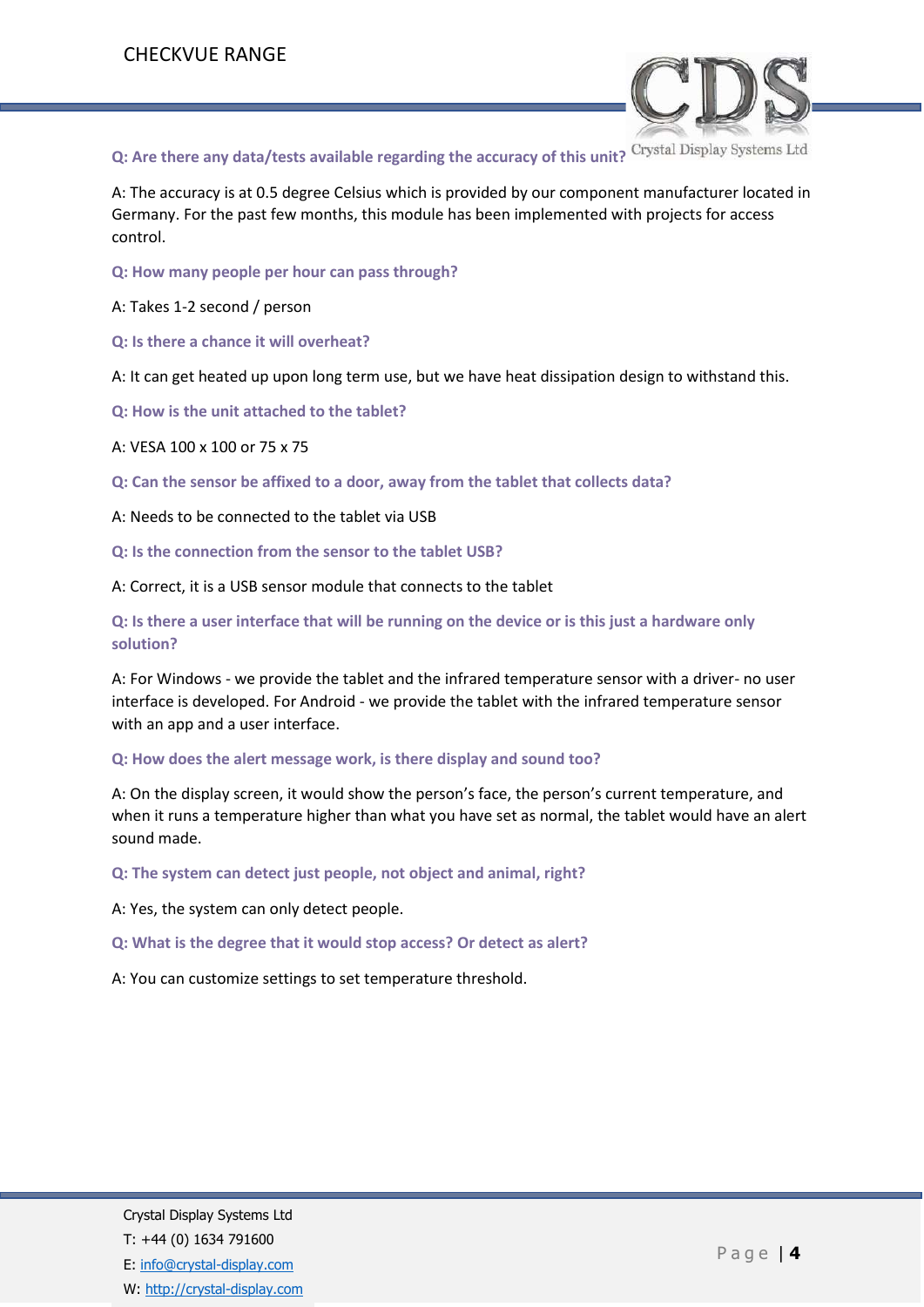**Q: Are there any data/tests available regarding the accuracy of this unit?**

A: The accuracy is at 0.5 degree Celsius which is provided by our component manufacturer located in Germany. For the past few months, this module has been implemented with projects for access control.

**Q: How many people per hour can pass through?**

A: Takes 1-2 second / person

**Q: Is there a chance it will overheat?**

A: It can get heated up upon long term use, but we have heat dissipation design to withstand this.

**Q: How is the unit attached to the tablet?**

A: VESA 100 x 100 or 75 x 75

**Q: Can the sensor be affixed to a door, away from the tablet that collects data?**

A: Needs to be connected to the tablet via USB

**Q: Is the connection from the sensor to the tablet USB?**

A: Correct, it is a USB sensor module that connects to the tablet

**Q: Is there a user interface that will be running on the device or is this just a hardware only solution?**

A: For Windows - we provide the tablet and the infrared temperature sensor with a driver- no user interface is developed. For Android - we provide the tablet with the infrared temperature sensor with an app and a user interface.

**Q: How does the alert message work, is there display and sound too?**

A: On the display screen, it would show the person's face, the person's current temperature, and when it runs a temperature higher than what you have set as normal, the tablet would have an alert sound made.

**Q: The system can detect just people, not object and animal, right?**

A: Yes, the system can only detect people.

**Q: What is the degree that it would stop access? Or detect as alert?**

A: You can customize settings to set temperature threshold.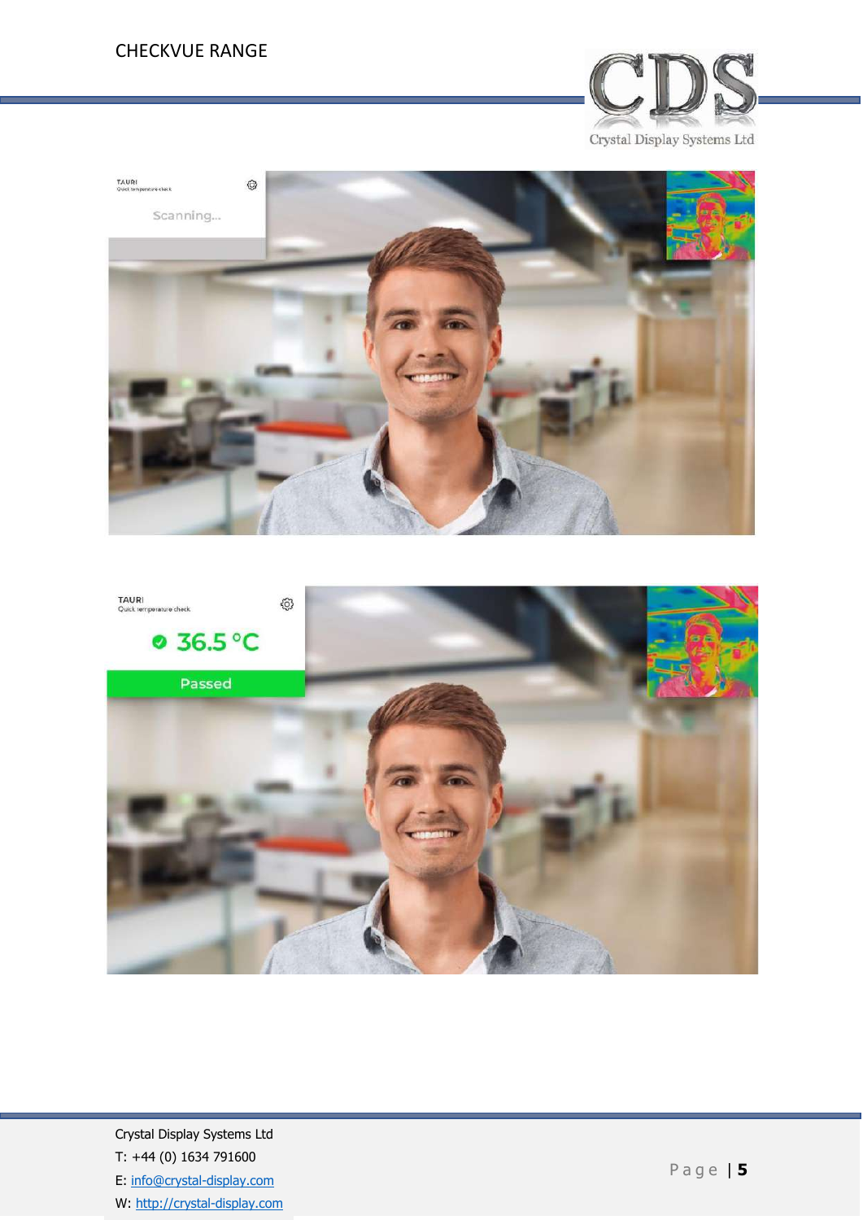TAURI
Quick temperature check

Scanning...

TAURI
Quick temperature check

36.5 °C

Passed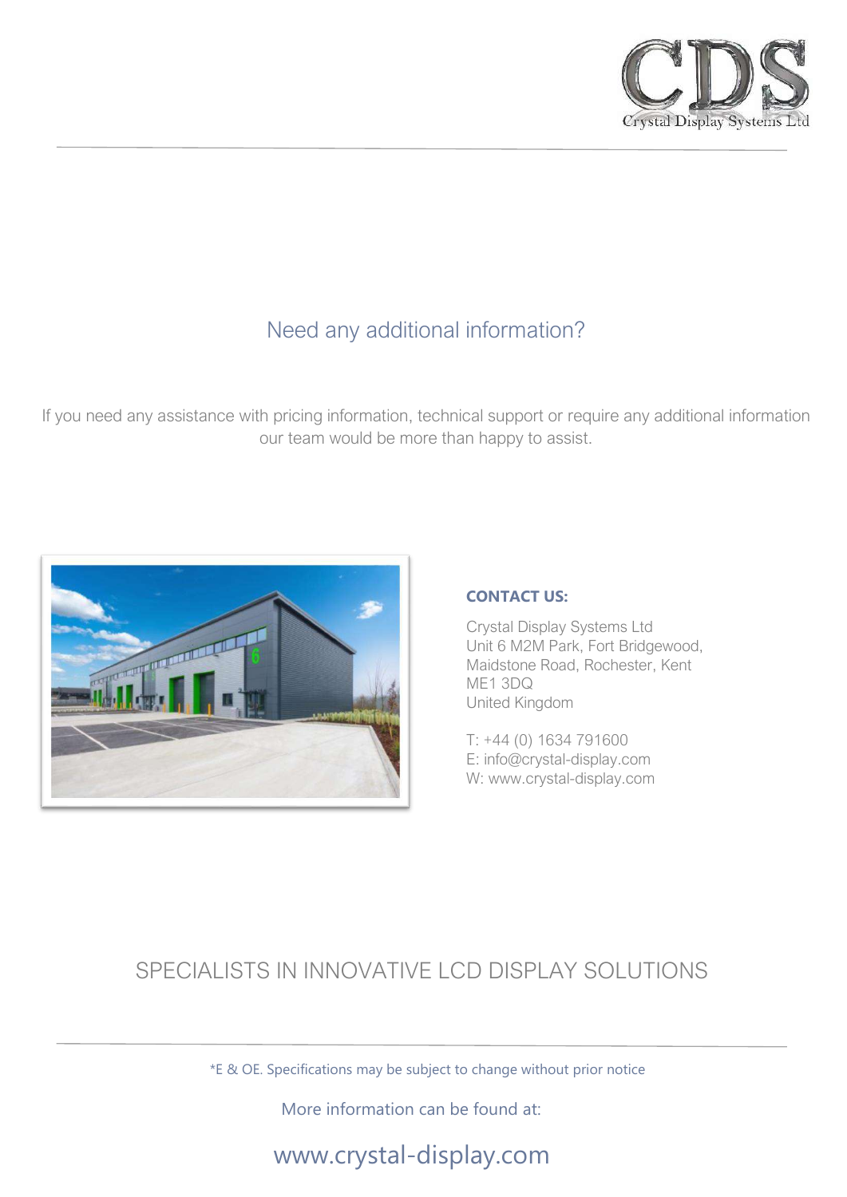## Need any additional information?

If you need any assistance with pricing information, technical support or require any additional information our team would be more than happy to assist.

**CONTACT US:**

Crystal Display Systems Ltd
Unit 6 M2M Park, Fort Bridgewood,
Maidstone Road, Rochester, Kent
ME1 3DQ
United Kingdom

T: +44 (0) 1634 791600
E: info@crystal-display.com
W: www.crystal-display.com

SPECIALISTS IN INNOVATIVE LCD DISPLAY SOLUTIONS

*E & OE. Specifications may be subject to change without prior notice

More information can be found at:

www.crystal-display.com